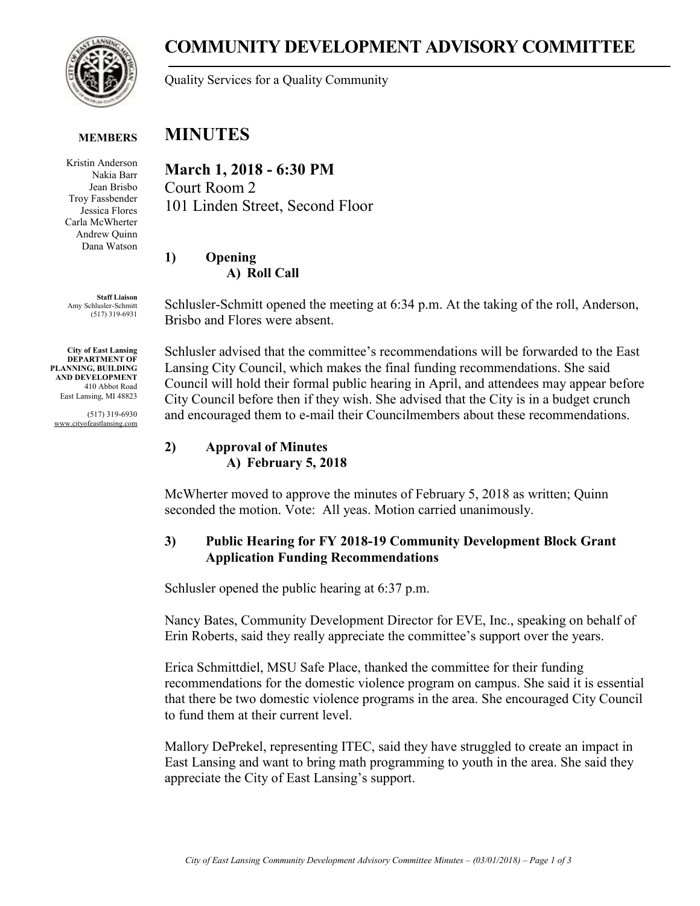# COMMUNITY DEVELOPMENT ADVISORY COMMITTEE

Quality Services for a Quality Community

**MEMBERS**

Kristin Anderson
Nakia Barr
Jean Brisbo
Troy Fassbender
Jessica Flores
Carla McWherter
Andrew Quinn
Dana Watson

**Staff Liaison**
Amy Schlusler-Schmitt
(517) 319-6931

**City of East Lansing**
**DEPARTMENT OF PLANNING, BUILDING AND DEVELOPMENT**
410 Abbot Road
East Lansing, MI 48823

(517) 319-6930
www.cityofeastlansing.com

# MINUTES

## March 1, 2018 - 6:30 PM

Court Room 2
101 Linden Street, Second Floor

### 1) Opening

**A) Roll Call**

Schlusler-Schmitt opened the meeting at 6:34 p.m. At the taking of the roll, Anderson, Brisbo and Flores were absent.

Schlusler advised that the committee's recommendations will be forwarded to the East Lansing City Council, which makes the final funding recommendations. She said Council will hold their formal public hearing in April, and attendees may appear before City Council before then if they wish. She advised that the City is in a budget crunch and encouraged them to e-mail their Councilmembers about these recommendations.

### 2) Approval of Minutes

**A) February 5, 2018**

McWherter moved to approve the minutes of February 5, 2018 as written; Quinn seconded the motion. Vote: All yeas. Motion carried unanimously.

### 3) Public Hearing for FY 2018-19 Community Development Block Grant Application Funding Recommendations

Schlusler opened the public hearing at 6:37 p.m.

Nancy Bates, Community Development Director for EVE, Inc., speaking on behalf of Erin Roberts, said they really appreciate the committee's support over the years.

Erica Schmittdiel, MSU Safe Place, thanked the committee for their funding recommendations for the domestic violence program on campus. She said it is essential that there be two domestic violence programs in the area. She encouraged City Council to fund them at their current level.

Mallory DePrekel, representing ITEC, said they have struggled to create an impact in East Lansing and want to bring math programming to youth in the area. She said they appreciate the City of East Lansing's support.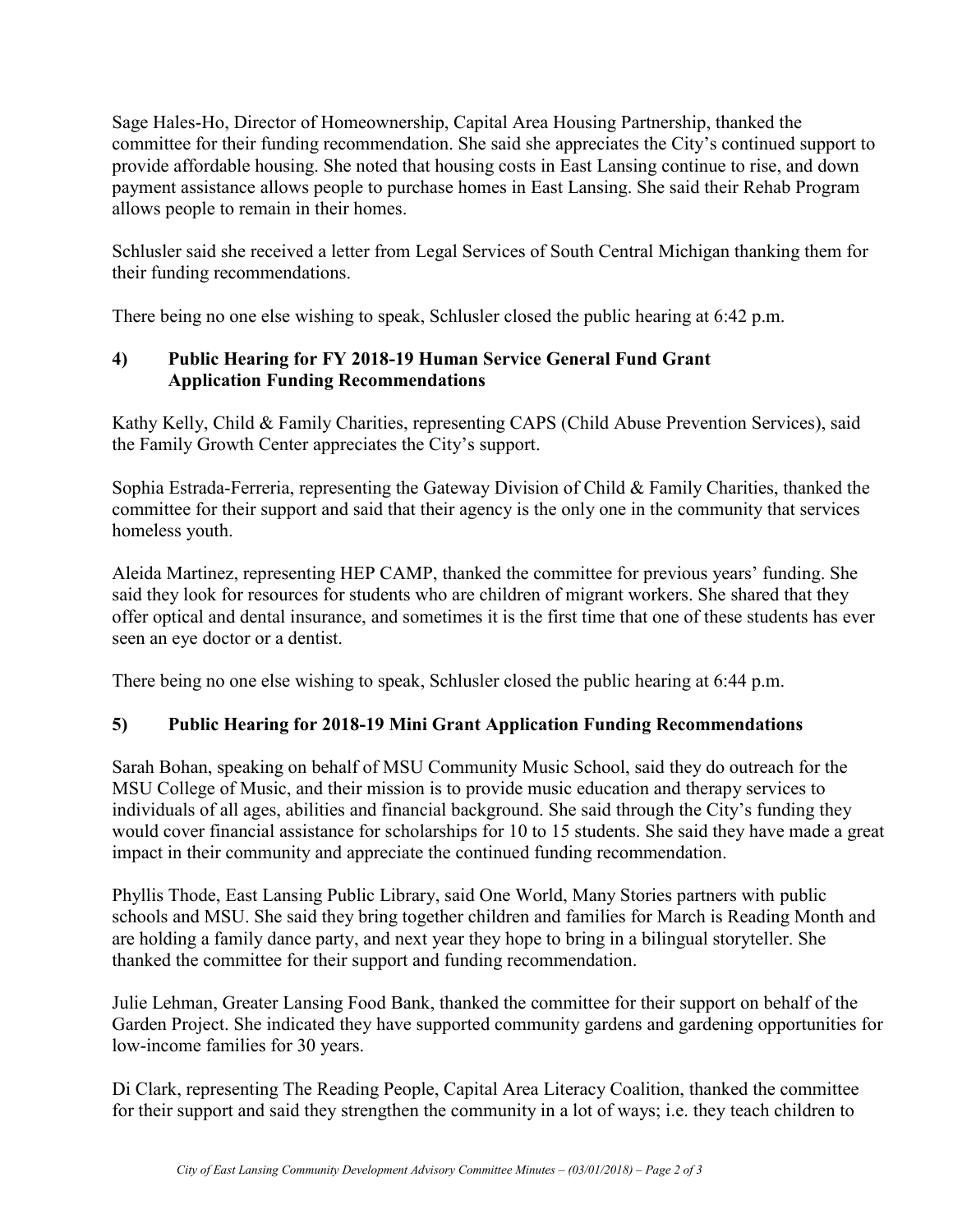Sage Hales-Ho, Director of Homeownership, Capital Area Housing Partnership, thanked the committee for their funding recommendation. She said she appreciates the City's continued support to provide affordable housing. She noted that housing costs in East Lansing continue to rise, and down payment assistance allows people to purchase homes in East Lansing. She said their Rehab Program allows people to remain in their homes.

Schlusler said she received a letter from Legal Services of South Central Michigan thanking them for their funding recommendations.

There being no one else wishing to speak, Schlusler closed the public hearing at 6:42 p.m.

## 4) Public Hearing for FY 2018-19 Human Service General Fund Grant Application Funding Recommendations

Kathy Kelly, Child & Family Charities, representing CAPS (Child Abuse Prevention Services), said the Family Growth Center appreciates the City's support.

Sophia Estrada-Ferreria, representing the Gateway Division of Child & Family Charities, thanked the committee for their support and said that their agency is the only one in the community that services homeless youth.

Aleida Martinez, representing HEP CAMP, thanked the committee for previous years' funding. She said they look for resources for students who are children of migrant workers. She shared that they offer optical and dental insurance, and sometimes it is the first time that one of these students has ever seen an eye doctor or a dentist.

There being no one else wishing to speak, Schlusler closed the public hearing at 6:44 p.m.

## 5) Public Hearing for 2018-19 Mini Grant Application Funding Recommendations

Sarah Bohan, speaking on behalf of MSU Community Music School, said they do outreach for the MSU College of Music, and their mission is to provide music education and therapy services to individuals of all ages, abilities and financial background. She said through the City's funding they would cover financial assistance for scholarships for 10 to 15 students. She said they have made a great impact in their community and appreciate the continued funding recommendation.

Phyllis Thode, East Lansing Public Library, said One World, Many Stories partners with public schools and MSU. She said they bring together children and families for March is Reading Month and are holding a family dance party, and next year they hope to bring in a bilingual storyteller. She thanked the committee for their support and funding recommendation.

Julie Lehman, Greater Lansing Food Bank, thanked the committee for their support on behalf of the Garden Project. She indicated they have supported community gardens and gardening opportunities for low-income families for 30 years.

Di Clark, representing The Reading People, Capital Area Literacy Coalition, thanked the committee for their support and said they strengthen the community in a lot of ways; i.e. they teach children to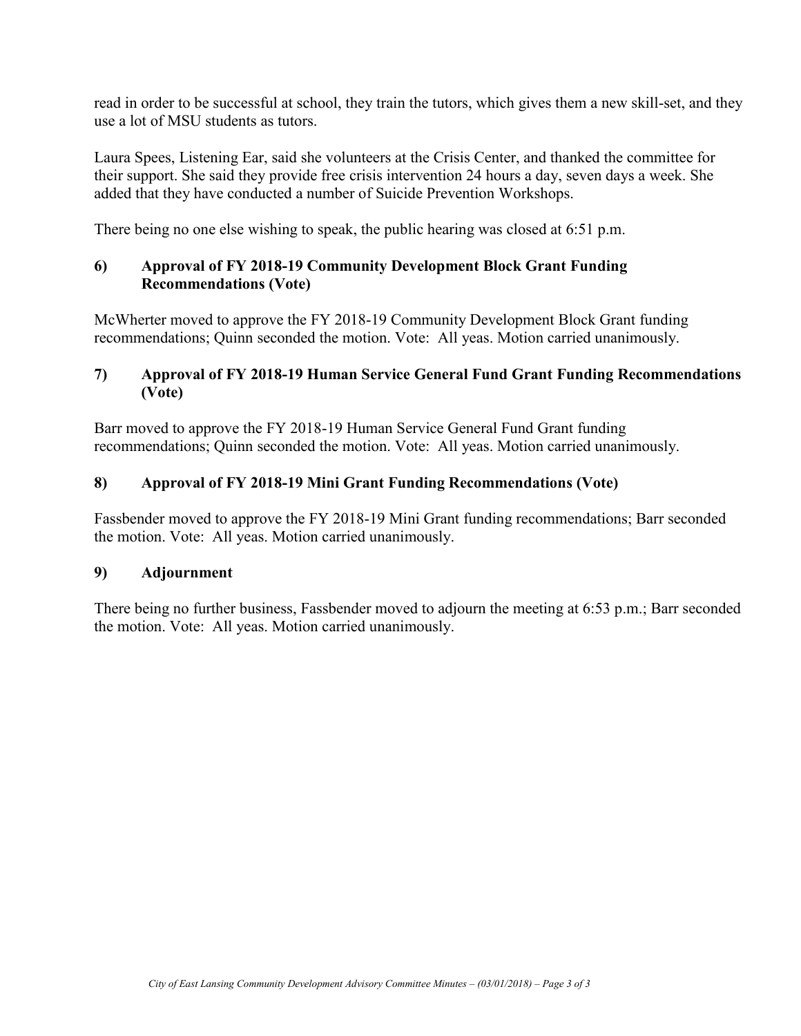read in order to be successful at school, they train the tutors, which gives them a new skill-set, and they use a lot of MSU students as tutors.

Laura Spees, Listening Ear, said she volunteers at the Crisis Center, and thanked the committee for their support. She said they provide free crisis intervention 24 hours a day, seven days a week. She added that they have conducted a number of Suicide Prevention Workshops.

There being no one else wishing to speak, the public hearing was closed at 6:51 p.m.

## 6) Approval of FY 2018-19 Community Development Block Grant Funding Recommendations (Vote)

McWherter moved to approve the FY 2018-19 Community Development Block Grant funding recommendations; Quinn seconded the motion. Vote: All yeas. Motion carried unanimously.

## 7) Approval of FY 2018-19 Human Service General Fund Grant Funding Recommendations (Vote)

Barr moved to approve the FY 2018-19 Human Service General Fund Grant funding recommendations; Quinn seconded the motion. Vote: All yeas. Motion carried unanimously.

## 8) Approval of FY 2018-19 Mini Grant Funding Recommendations (Vote)

Fassbender moved to approve the FY 2018-19 Mini Grant funding recommendations; Barr seconded the motion. Vote: All yeas. Motion carried unanimously.

## 9) Adjournment

There being no further business, Fassbender moved to adjourn the meeting at 6:53 p.m.; Barr seconded the motion. Vote: All yeas. Motion carried unanimously.